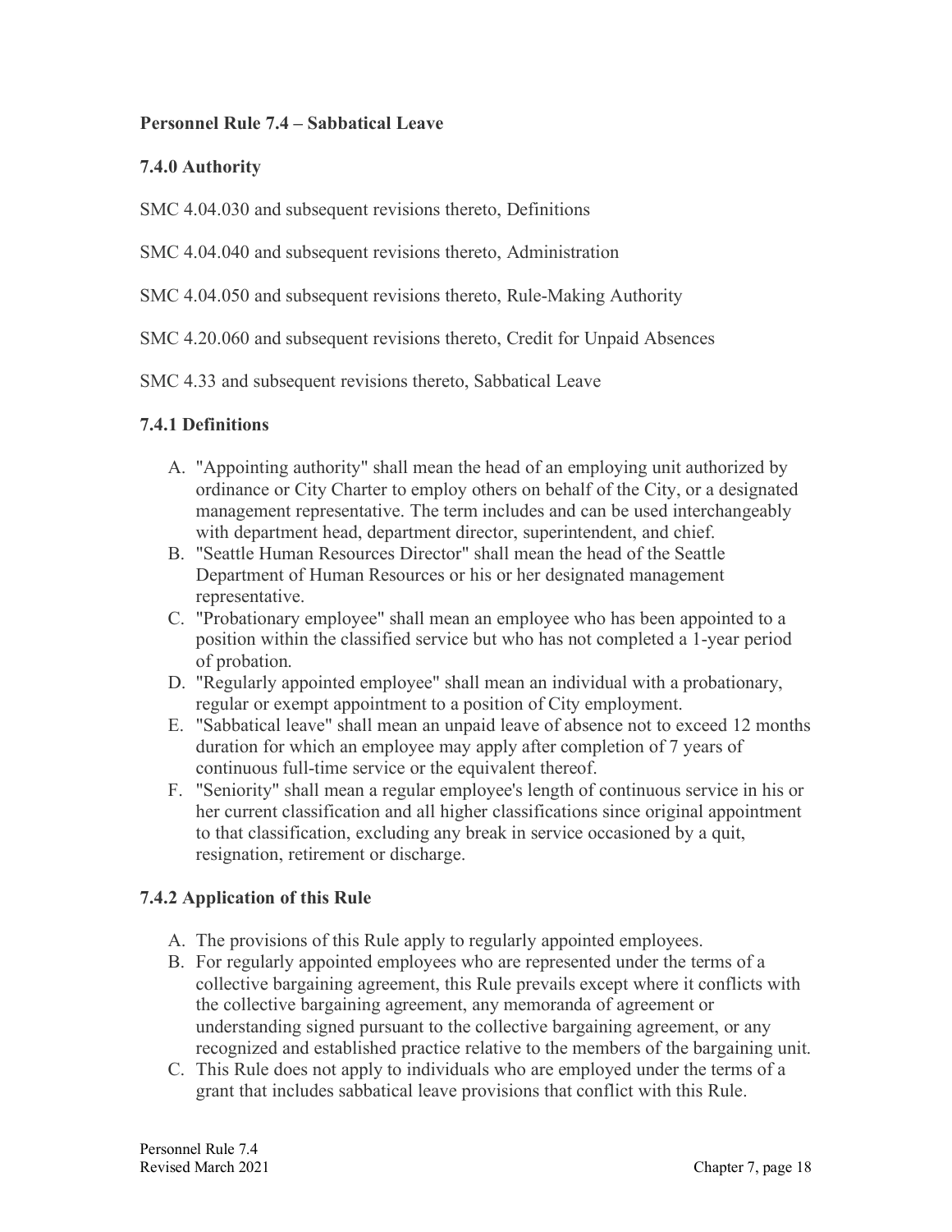# Personnel Rule 7.4 – Sabbatical Leave

## 7.4.0 Authority

SMC 4.04.030 and subsequent revisions thereto, Definitions

SMC 4.04.040 and subsequent revisions thereto, Administration

SMC 4.04.050 and subsequent revisions thereto, Rule-Making Authority

SMC 4.20.060 and subsequent revisions thereto, Credit for Unpaid Absences

SMC 4.33 and subsequent revisions thereto, Sabbatical Leave

## 7.4.1 Definitions

A. "Appointing authority" shall mean the head of an employing unit authorized by ordinance or City Charter to employ others on behalf of the City, or a designated management representative. The term includes and can be used interchangeably with department head, department director, superintendent, and chief.

B. "Seattle Human Resources Director" shall mean the head of the Seattle Department of Human Resources or his or her designated management representative.

C. "Probationary employee" shall mean an employee who has been appointed to a position within the classified service but who has not completed a 1-year period of probation.

D. "Regularly appointed employee" shall mean an individual with a probationary, regular or exempt appointment to a position of City employment.

E. "Sabbatical leave" shall mean an unpaid leave of absence not to exceed 12 months duration for which an employee may apply after completion of 7 years of continuous full-time service or the equivalent thereof.

F. "Seniority" shall mean a regular employee's length of continuous service in his or her current classification and all higher classifications since original appointment to that classification, excluding any break in service occasioned by a quit, resignation, retirement or discharge.

## 7.4.2 Application of this Rule

A. The provisions of this Rule apply to regularly appointed employees.

B. For regularly appointed employees who are represented under the terms of a collective bargaining agreement, this Rule prevails except where it conflicts with the collective bargaining agreement, any memoranda of agreement or understanding signed pursuant to the collective bargaining agreement, or any recognized and established practice relative to the members of the bargaining unit.

C. This Rule does not apply to individuals who are employed under the terms of a grant that includes sabbatical leave provisions that conflict with this Rule.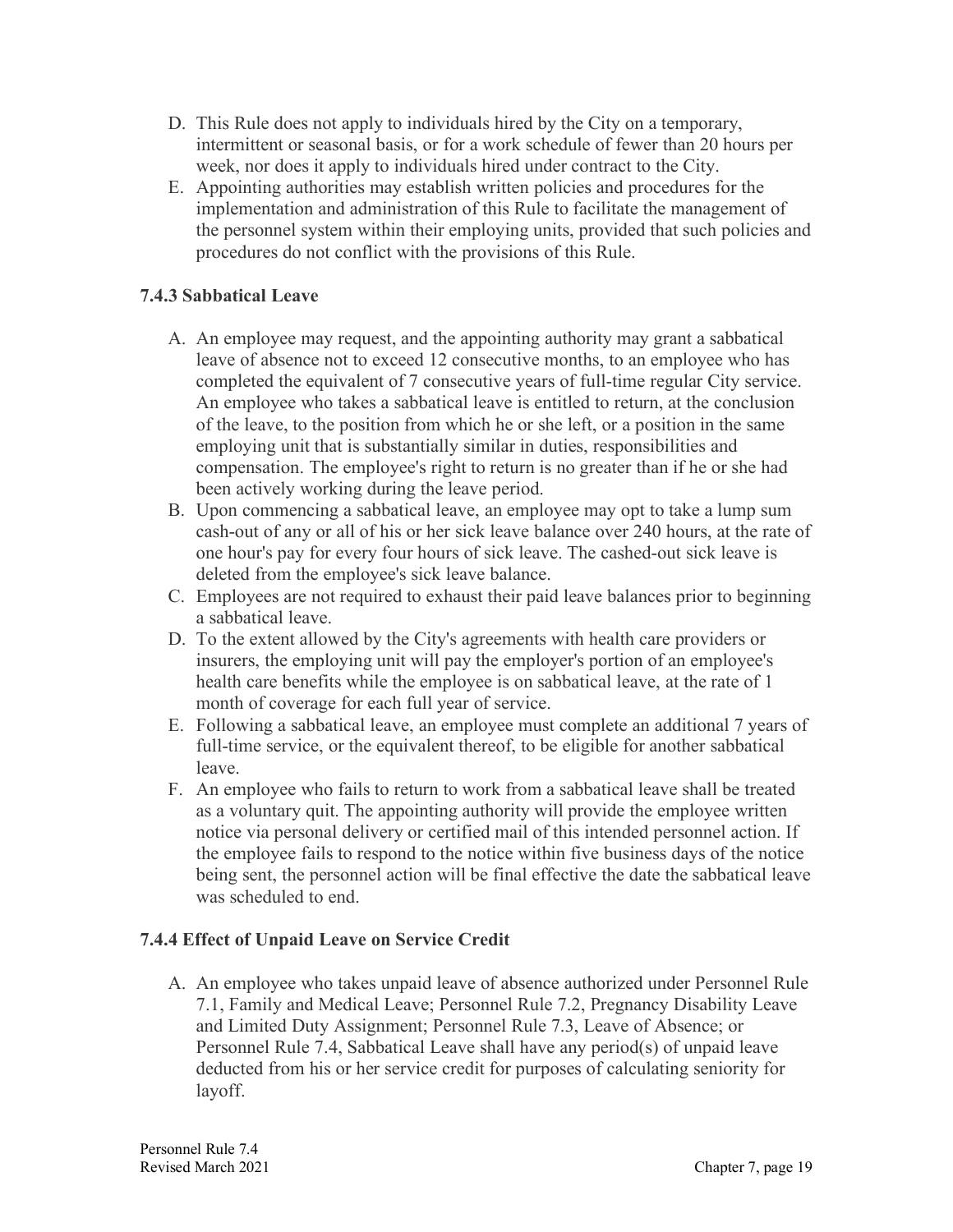D. This Rule does not apply to individuals hired by the City on a temporary, intermittent or seasonal basis, or for a work schedule of fewer than 20 hours per week, nor does it apply to individuals hired under contract to the City.

E. Appointing authorities may establish written policies and procedures for the implementation and administration of this Rule to facilitate the management of the personnel system within their employing units, provided that such policies and procedures do not conflict with the provisions of this Rule.

### 7.4.3 Sabbatical Leave

A. An employee may request, and the appointing authority may grant a sabbatical leave of absence not to exceed 12 consecutive months, to an employee who has completed the equivalent of 7 consecutive years of full-time regular City service. An employee who takes a sabbatical leave is entitled to return, at the conclusion of the leave, to the position from which he or she left, or a position in the same employing unit that is substantially similar in duties, responsibilities and compensation. The employee's right to return is no greater than if he or she had been actively working during the leave period.

B. Upon commencing a sabbatical leave, an employee may opt to take a lump sum cash-out of any or all of his or her sick leave balance over 240 hours, at the rate of one hour's pay for every four hours of sick leave. The cashed-out sick leave is deleted from the employee's sick leave balance.

C. Employees are not required to exhaust their paid leave balances prior to beginning a sabbatical leave.

D. To the extent allowed by the City's agreements with health care providers or insurers, the employing unit will pay the employer's portion of an employee's health care benefits while the employee is on sabbatical leave, at the rate of 1 month of coverage for each full year of service.

E. Following a sabbatical leave, an employee must complete an additional 7 years of full-time service, or the equivalent thereof, to be eligible for another sabbatical leave.

F. An employee who fails to return to work from a sabbatical leave shall be treated as a voluntary quit. The appointing authority will provide the employee written notice via personal delivery or certified mail of this intended personnel action. If the employee fails to respond to the notice within five business days of the notice being sent, the personnel action will be final effective the date the sabbatical leave was scheduled to end.

### 7.4.4 Effect of Unpaid Leave on Service Credit

A. An employee who takes unpaid leave of absence authorized under Personnel Rule 7.1, Family and Medical Leave; Personnel Rule 7.2, Pregnancy Disability Leave and Limited Duty Assignment; Personnel Rule 7.3, Leave of Absence; or Personnel Rule 7.4, Sabbatical Leave shall have any period(s) of unpaid leave deducted from his or her service credit for purposes of calculating seniority for layoff.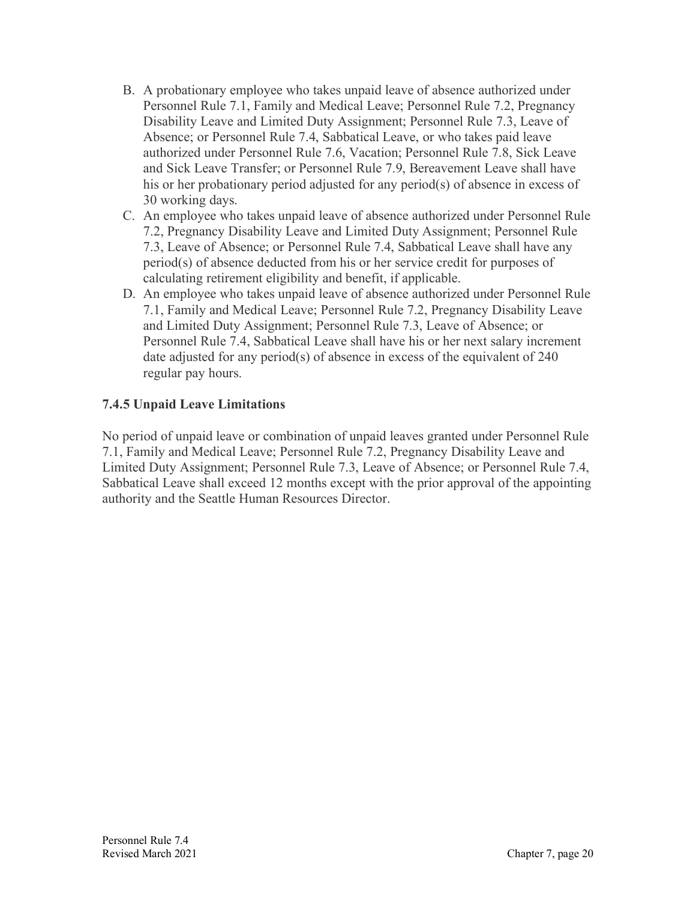B. A probationary employee who takes unpaid leave of absence authorized under Personnel Rule 7.1, Family and Medical Leave; Personnel Rule 7.2, Pregnancy Disability Leave and Limited Duty Assignment; Personnel Rule 7.3, Leave of Absence; or Personnel Rule 7.4, Sabbatical Leave, or who takes paid leave authorized under Personnel Rule 7.6, Vacation; Personnel Rule 7.8, Sick Leave and Sick Leave Transfer; or Personnel Rule 7.9, Bereavement Leave shall have his or her probationary period adjusted for any period(s) of absence in excess of 30 working days.

C. An employee who takes unpaid leave of absence authorized under Personnel Rule 7.2, Pregnancy Disability Leave and Limited Duty Assignment; Personnel Rule 7.3, Leave of Absence; or Personnel Rule 7.4, Sabbatical Leave shall have any period(s) of absence deducted from his or her service credit for purposes of calculating retirement eligibility and benefit, if applicable.

D. An employee who takes unpaid leave of absence authorized under Personnel Rule 7.1, Family and Medical Leave; Personnel Rule 7.2, Pregnancy Disability Leave and Limited Duty Assignment; Personnel Rule 7.3, Leave of Absence; or Personnel Rule 7.4, Sabbatical Leave shall have his or her next salary increment date adjusted for any period(s) of absence in excess of the equivalent of 240 regular pay hours.

### 7.4.5 Unpaid Leave Limitations

No period of unpaid leave or combination of unpaid leaves granted under Personnel Rule 7.1, Family and Medical Leave; Personnel Rule 7.2, Pregnancy Disability Leave and Limited Duty Assignment; Personnel Rule 7.3, Leave of Absence; or Personnel Rule 7.4, Sabbatical Leave shall exceed 12 months except with the prior approval of the appointing authority and the Seattle Human Resources Director.